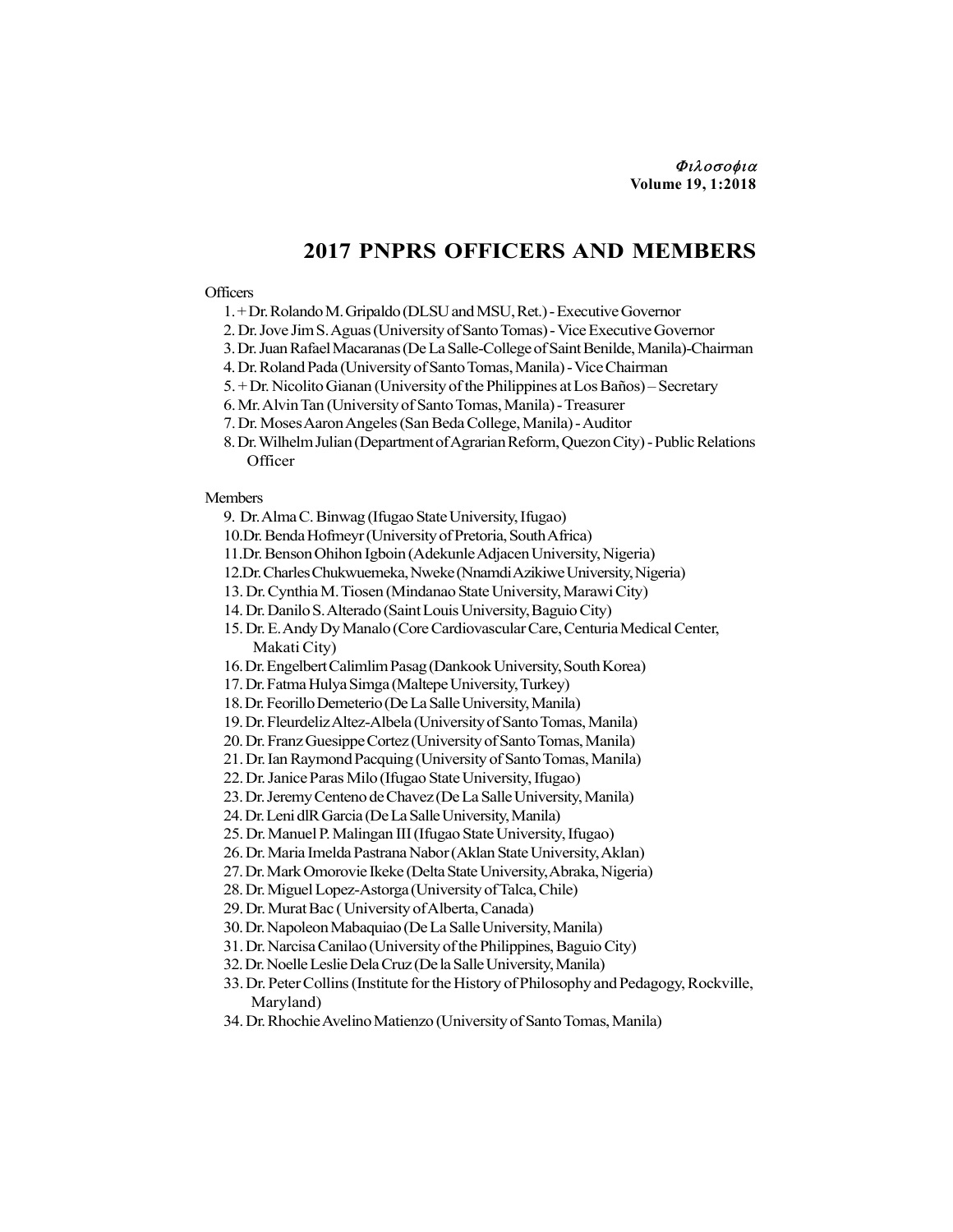# 2017 PNPRS OFFICERS AND MEMBERS

Officers

1. + Dr. Rolando M. Gripaldo (DLSU and MSU, Ret.) - Executive Governor
2. Dr. Jove Jim S. Aguas (University of Santo Tomas) - Vice Executive Governor
3. Dr. Juan Rafael Macaranas (De La Salle-College of Saint Benilde, Manila)-Chairman
4. Dr. Roland Pada (University of Santo Tomas, Manila) - Vice Chairman
5. + Dr. Nicolito Gianan (University of the Philippines at Los Baños) – Secretary
6. Mr. Alvin Tan (University of Santo Tomas, Manila) - Treasurer
7. Dr. Moses Aaron Angeles (San Beda College, Manila) - Auditor
8. Dr. Wilhelm Julian (Department of Agrarian Reform, Quezon City) - Public Relations Officer

Members

9. Dr. Alma C. Binwag (Ifugao State University, Ifugao)
10. Dr. Benda Hofmeyr (University of Pretoria, South Africa)
11. Dr. Benson Ohihon Igboin (Adekunle Adjacen University, Nigeria)
12. Dr. Charles Chukwuemeka, Nweke (Nnamdi Azikiwe University, Nigeria)
13. Dr. Cynthia M. Tiosen (Mindanao State University, Marawi City)
14. Dr. Danilo S. Alterado (Saint Louis University, Baguio City)
15. Dr. E. Andy Dy Manalo (Core Cardiovascular Care, Centuria Medical Center, Makati City)
16. Dr. Engelbert Calimlim Pasag (Dankook University, South Korea)
17. Dr. Fatma Hulya Simga (Maltepe University, Turkey)
18. Dr. Feorillo Demeterio (De La Salle University, Manila)
19. Dr. Fleurdeliz Altez-Albela (University of Santo Tomas, Manila)
20. Dr. Franz Guesippe Cortez (University of Santo Tomas, Manila)
21. Dr. Ian Raymond Pacquing (University of Santo Tomas, Manila)
22. Dr. Janice Paras Milo (Ifugao State University, Ifugao)
23. Dr. Jeremy Centeno de Chavez (De La Salle University, Manila)
24. Dr. Leni dlR Garcia (De La Salle University, Manila)
25. Dr. Manuel P. Malingan III (Ifugao State University, Ifugao)
26. Dr. Maria Imelda Pastrana Nabor (Aklan State University, Aklan)
27. Dr. Mark Omorovie Ikeke (Delta State University, Abraka, Nigeria)
28. Dr. Miguel Lopez-Astorga (University of Talca, Chile)
29. Dr. Murat Bac ( University of Alberta, Canada)
30. Dr. Napoleon Mabaquiao (De La Salle University, Manila)
31. Dr. Narcisa Canilao (University of the Philippines, Baguio City)
32. Dr. Noelle Leslie Dela Cruz (De la Salle University, Manila)
33. Dr. Peter Collins (Institute for the History of Philosophy and Pedagogy, Rockville, Maryland)
34. Dr. Rhochie Avelino Matienzo (University of Santo Tomas, Manila)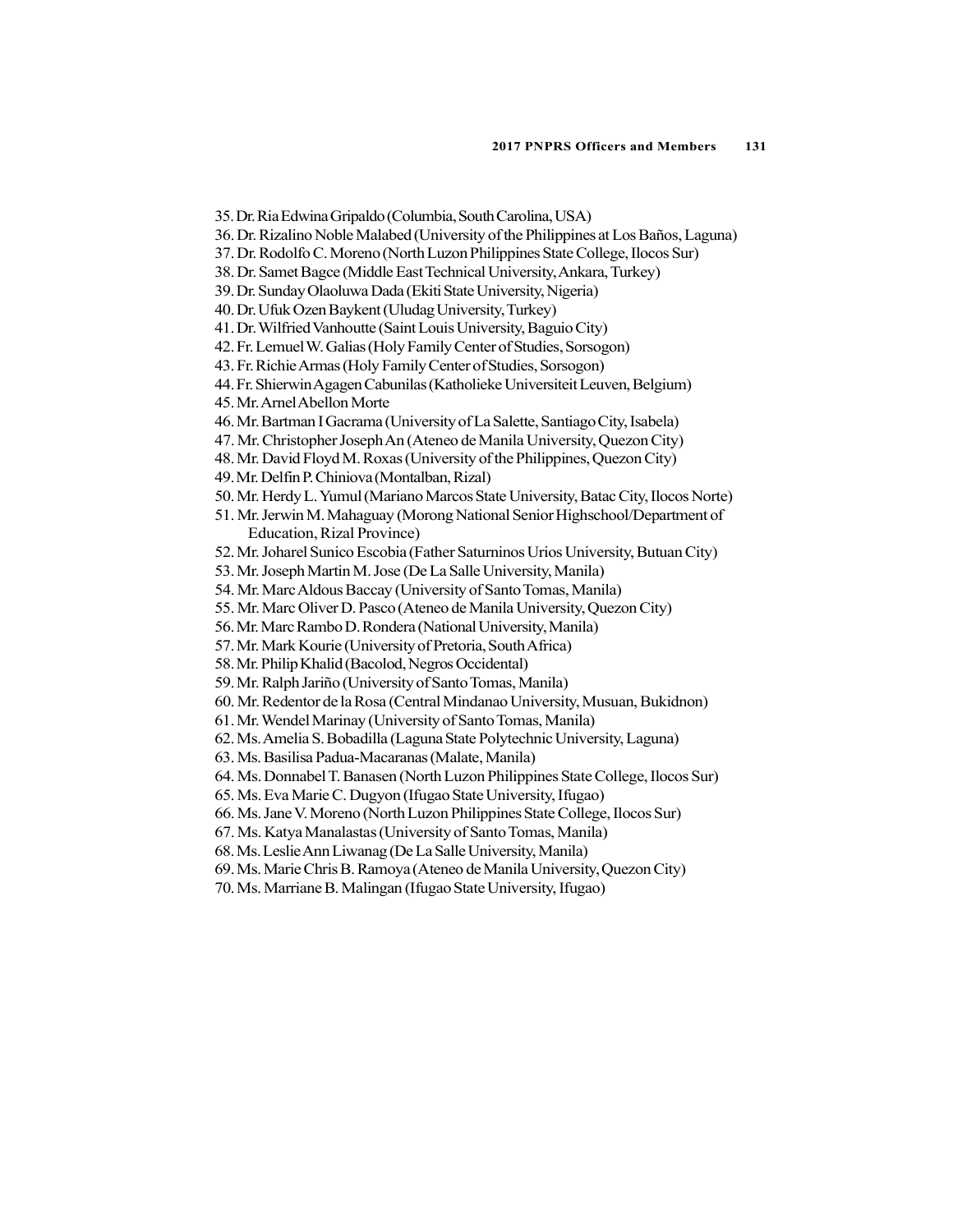35. Dr. Ria Edwina Gripaldo (Columbia, South Carolina, USA)
36. Dr. Rizalino Noble Malabed (University of the Philippines at Los Baños, Laguna)
37. Dr. Rodolfo C. Moreno (North Luzon Philippines State College, Ilocos Sur)
38. Dr. Samet Bagce (Middle East Technical University, Ankara, Turkey)
39. Dr. Sunday Olaoluwa Dada (Ekiti State University, Nigeria)
40. Dr. Ufuk Ozen Baykent (Uludag University, Turkey)
41. Dr. Wilfried Vanhoutte (Saint Louis University, Baguio City)
42. Fr. Lemuel W. Galias (Holy Family Center of Studies, Sorsogon)
43. Fr. Richie Armas (Holy Family Center of Studies, Sorsogon)
44. Fr. Shierwin Agagen Cabunilas (Katholieke Universiteit Leuven, Belgium)
45. Mr. Arnel Abellon Morte
46. Mr. Bartman I Gacrama (University of La Salette, Santiago City, Isabela)
47. Mr. Christopher Joseph An (Ateneo de Manila University, Quezon City)
48. Mr. David Floyd M. Roxas (University of the Philippines, Quezon City)
49. Mr. Delfin P. Chiniova (Montalban, Rizal)
50. Mr. Herdy L. Yumul (Mariano Marcos State University, Batac City, Ilocos Norte)
51. Mr. Jerwin M. Mahaguay (Morong National Senior Highschool/Department of Education, Rizal Province)
52. Mr. Joharel Sunico Escobia (Father Saturninos Urios University, Butuan City)
53. Mr. Joseph Martin M. Jose (De La Salle University, Manila)
54. Mr. Marc Aldous Baccay (University of Santo Tomas, Manila)
55. Mr. Marc Oliver D. Pasco (Ateneo de Manila University, Quezon City)
56. Mr. Marc Rambo D. Rondera (National University, Manila)
57. Mr. Mark Kourie (University of Pretoria, South Africa)
58. Mr. Philip Khalid (Bacolod, Negros Occidental)
59. Mr. Ralph Jariño (University of Santo Tomas, Manila)
60. Mr. Redentor de la Rosa (Central Mindanao University, Musuan, Bukidnon)
61. Mr. Wendel Marinay (University of Santo Tomas, Manila)
62. Ms. Amelia S. Bobadilla (Laguna State Polytechnic University, Laguna)
63. Ms. Basilisa Padua-Macaranas (Malate, Manila)
64. Ms. Donnabel T. Banasen (North Luzon Philippines State College, Ilocos Sur)
65. Ms. Eva Marie C. Dugyon (Ifugao State University, Ifugao)
66. Ms. Jane V. Moreno (North Luzon Philippines State College, Ilocos Sur)
67. Ms. Katya Manalastas (University of Santo Tomas, Manila)
68. Ms. Leslie Ann Liwanag (De La Salle University, Manila)
69. Ms. Marie Chris B. Ramoya (Ateneo de Manila University, Quezon City)
70. Ms. Marriane B. Malingan (Ifugao State University, Ifugao)